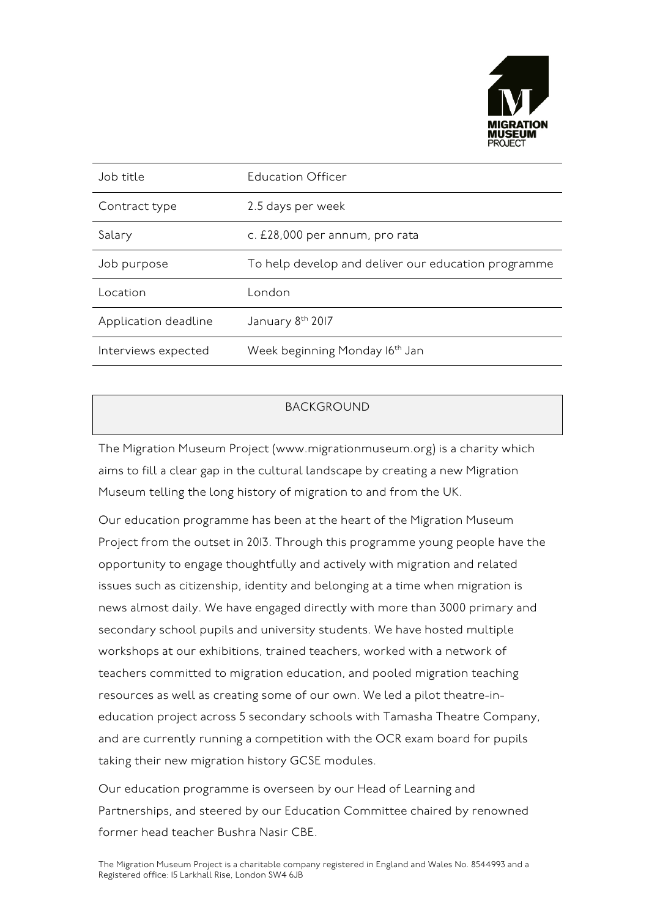| Job title | Education Officer |
|---|---|
| Contract type | 2.5 days per week |
| Salary | c. £28,000 per annum, pro rata |
| Job purpose | To help develop and deliver our education programme |
| Location | London |
| Application deadline | January 8th 2017 |
| Interviews expected | Week beginning Monday 16th Jan |

## BACKGROUND

The Migration Museum Project (www.migrationmuseum.org) is a charity which aims to fill a clear gap in the cultural landscape by creating a new Migration Museum telling the long history of migration to and from the UK.

Our education programme has been at the heart of the Migration Museum Project from the outset in 2013. Through this programme young people have the opportunity to engage thoughtfully and actively with migration and related issues such as citizenship, identity and belonging at a time when migration is news almost daily. We have engaged directly with more than 3000 primary and secondary school pupils and university students. We have hosted multiple workshops at our exhibitions, trained teachers, worked with a network of teachers committed to migration education, and pooled migration teaching resources as well as creating some of our own. We led a pilot theatre-in-education project across 5 secondary schools with Tamasha Theatre Company, and are currently running a competition with the OCR exam board for pupils taking their new migration history GCSE modules.

Our education programme is overseen by our Head of Learning and Partnerships, and steered by our Education Committee chaired by renowned former head teacher Bushra Nasir CBE.

The Migration Museum Project is a charitable company registered in England and Wales No. 8544993 and a Registered office: 15 Larkhall Rise, London SW4 6JB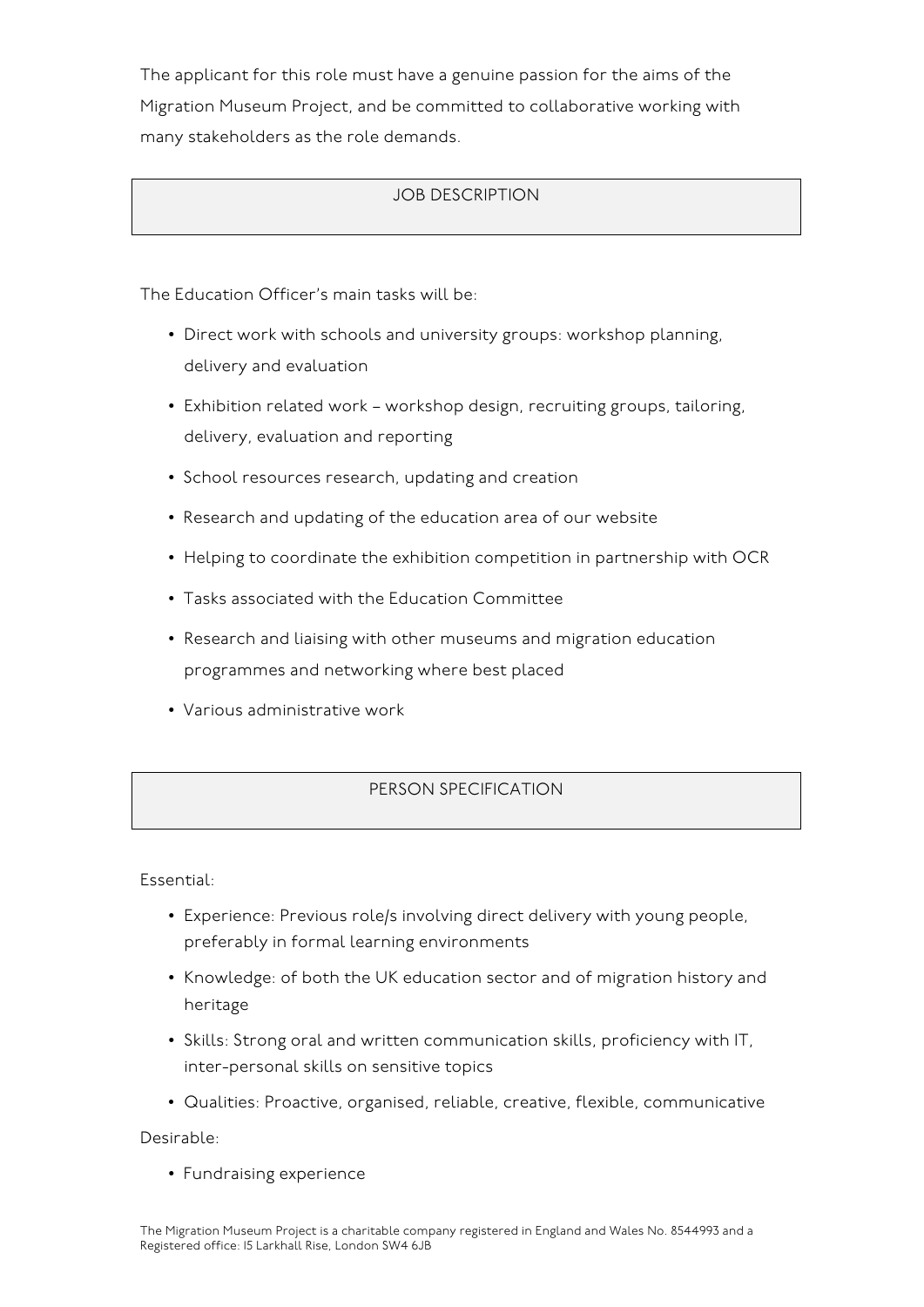The applicant for this role must have a genuine passion for the aims of the Migration Museum Project, and be committed to collaborative working with many stakeholders as the role demands.

## JOB DESCRIPTION

The Education Officer's main tasks will be:

- Direct work with schools and university groups: workshop planning, delivery and evaluation
- Exhibition related work – workshop design, recruiting groups, tailoring, delivery, evaluation and reporting
- School resources research, updating and creation
- Research and updating of the education area of our website
- Helping to coordinate the exhibition competition in partnership with OCR
- Tasks associated with the Education Committee
- Research and liaising with other museums and migration education programmes and networking where best placed
- Various administrative work

## PERSON SPECIFICATION

Essential:

- Experience: Previous role/s involving direct delivery with young people, preferably in formal learning environments
- Knowledge: of both the UK education sector and of migration history and heritage
- Skills: Strong oral and written communication skills, proficiency with IT, inter-personal skills on sensitive topics
- Qualities: Proactive, organised, reliable, creative, flexible, communicative

Desirable:

- Fundraising experience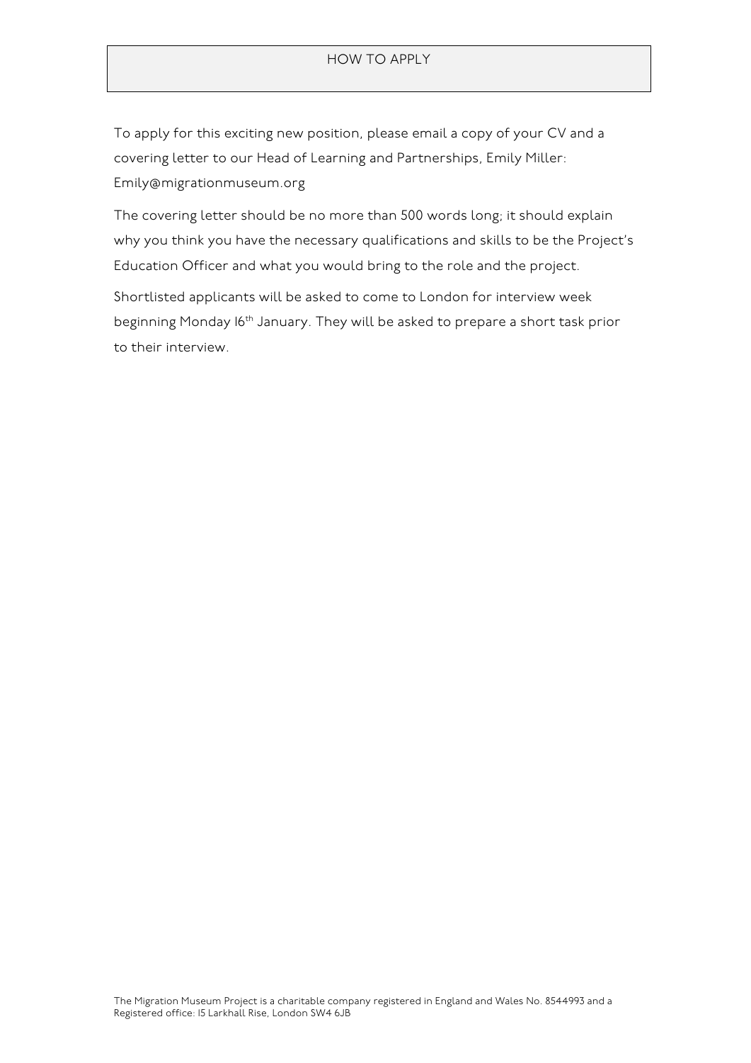## HOW TO APPLY

To apply for this exciting new position, please email a copy of your CV and a covering letter to our Head of Learning and Partnerships, Emily Miller: Emily@migrationmuseum.org

The covering letter should be no more than 500 words long; it should explain why you think you have the necessary qualifications and skills to be the Project's Education Officer and what you would bring to the role and the project.

Shortlisted applicants will be asked to come to London for interview week beginning Monday 16th January. They will be asked to prepare a short task prior to their interview.

The Migration Museum Project is a charitable company registered in England and Wales No. 8544993 and a Registered office: 15 Larkhall Rise, London SW4 6JB